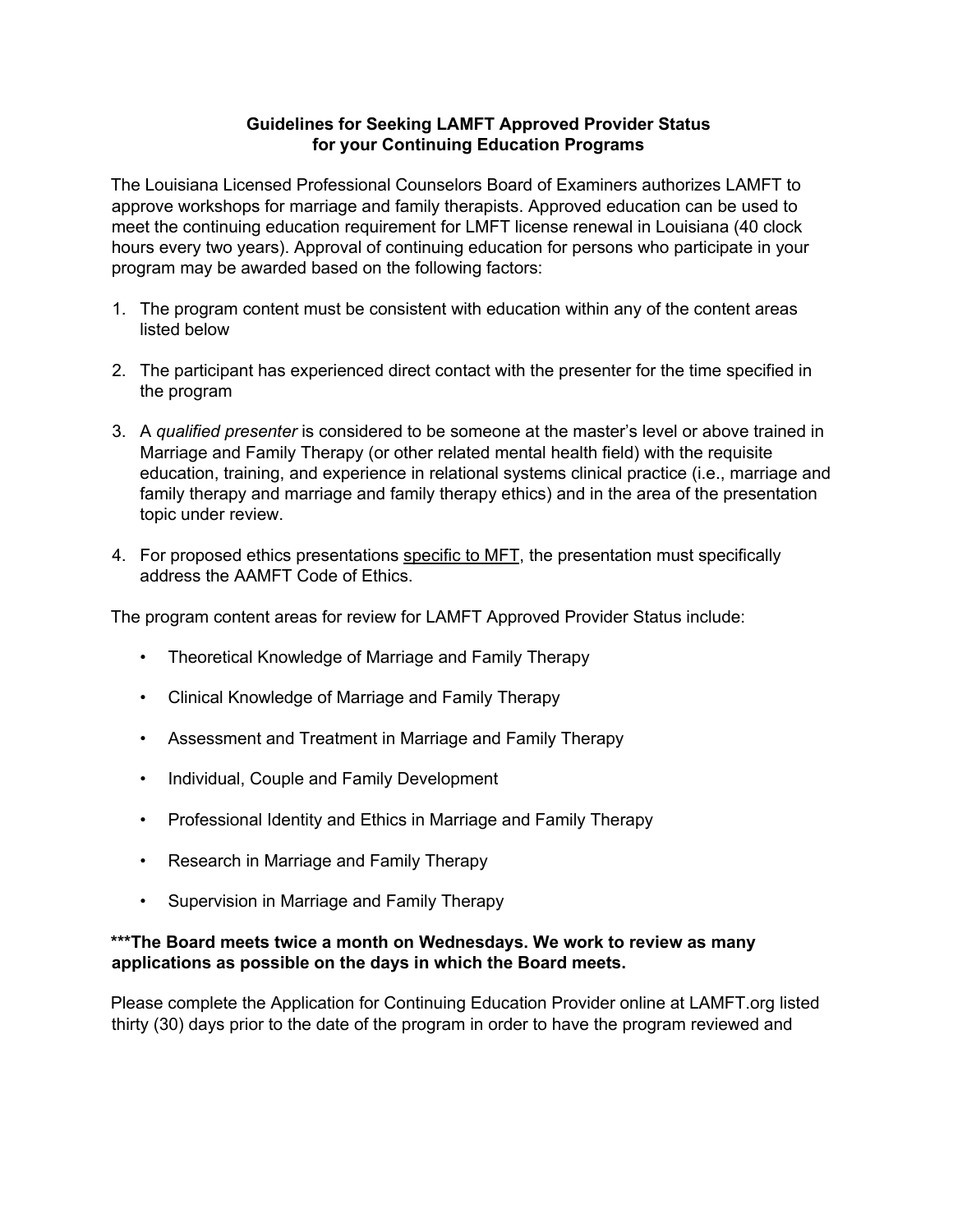## Guidelines for Seeking LAMFT Approved Provider Status for your Continuing Education Programs

The Louisiana Licensed Professional Counselors Board of Examiners authorizes LAMFT to approve workshops for marriage and family therapists. Approved education can be used to meet the continuing education requirement for LMFT license renewal in Louisiana (40 clock hours every two years). Approval of continuing education for persons who participate in your program may be awarded based on the following factors:

1. The program content must be consistent with education within any of the content areas listed below

2. The participant has experienced direct contact with the presenter for the time specified in the program

3. A *qualified presenter* is considered to be someone at the master's level or above trained in Marriage and Family Therapy (or other related mental health field) with the requisite education, training, and experience in relational systems clinical practice (i.e., marriage and family therapy and marriage and family therapy ethics) and in the area of the presentation topic under review.

4. For proposed ethics presentations specific to MFT, the presentation must specifically address the AAMFT Code of Ethics.

The program content areas for review for LAMFT Approved Provider Status include:

- Theoretical Knowledge of Marriage and Family Therapy
- Clinical Knowledge of Marriage and Family Therapy
- Assessment and Treatment in Marriage and Family Therapy
- Individual, Couple and Family Development
- Professional Identity and Ethics in Marriage and Family Therapy
- Research in Marriage and Family Therapy
- Supervision in Marriage and Family Therapy

**\*\*\*The Board meets twice a month on Wednesdays. We work to review as many applications as possible on the days in which the Board meets.**

Please complete the Application for Continuing Education Provider online at LAMFT.org listed thirty (30) days prior to the date of the program in order to have the program reviewed and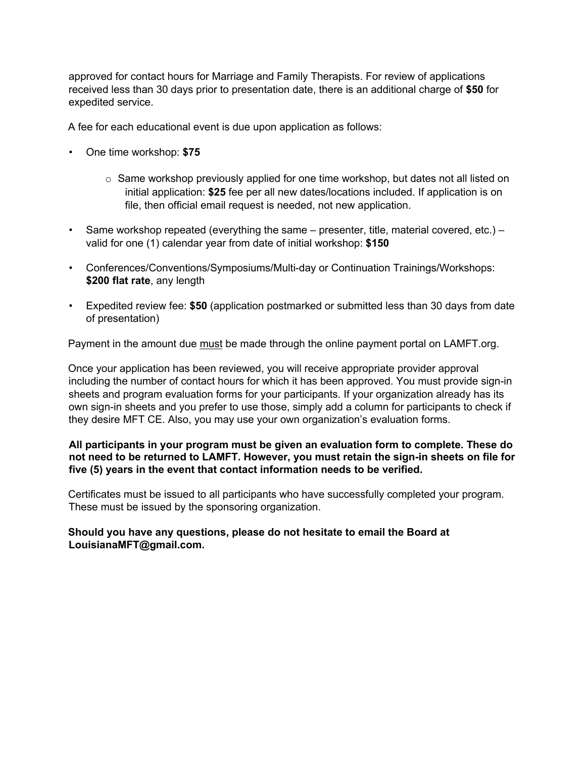approved for contact hours for Marriage and Family Therapists. For review of applications received less than 30 days prior to presentation date, there is an additional charge of **$50** for expedited service.

A fee for each educational event is due upon application as follows:

- One time workshop: **$75**
  - Same workshop previously applied for one time workshop, but dates not all listed on initial application: **$25** fee per all new dates/locations included. If application is on file, then official email request is needed, not new application.
- Same workshop repeated (everything the same – presenter, title, material covered, etc.) – valid for one (1) calendar year from date of initial workshop: **$150**
- Conferences/Conventions/Symposiums/Multi-day or Continuation Trainings/Workshops: **$200 flat rate**, any length
- Expedited review fee: **$50** (application postmarked or submitted less than 30 days from date of presentation)

Payment in the amount due <u>must</u> be made through the online payment portal on LAMFT.org.

Once your application has been reviewed, you will receive appropriate provider approval including the number of contact hours for which it has been approved. You must provide sign-in sheets and program evaluation forms for your participants. If your organization already has its own sign-in sheets and you prefer to use those, simply add a column for participants to check if they desire MFT CE. Also, you may use your own organization's evaluation forms.

**All participants in your program must be given an evaluation form to complete. These do not need to be returned to LAMFT. However, you must retain the sign-in sheets on file for five (5) years in the event that contact information needs to be verified.**

Certificates must be issued to all participants who have successfully completed your program. These must be issued by the sponsoring organization.

**Should you have any questions, please do not hesitate to email the Board at LouisianaMFT@gmail.com.**